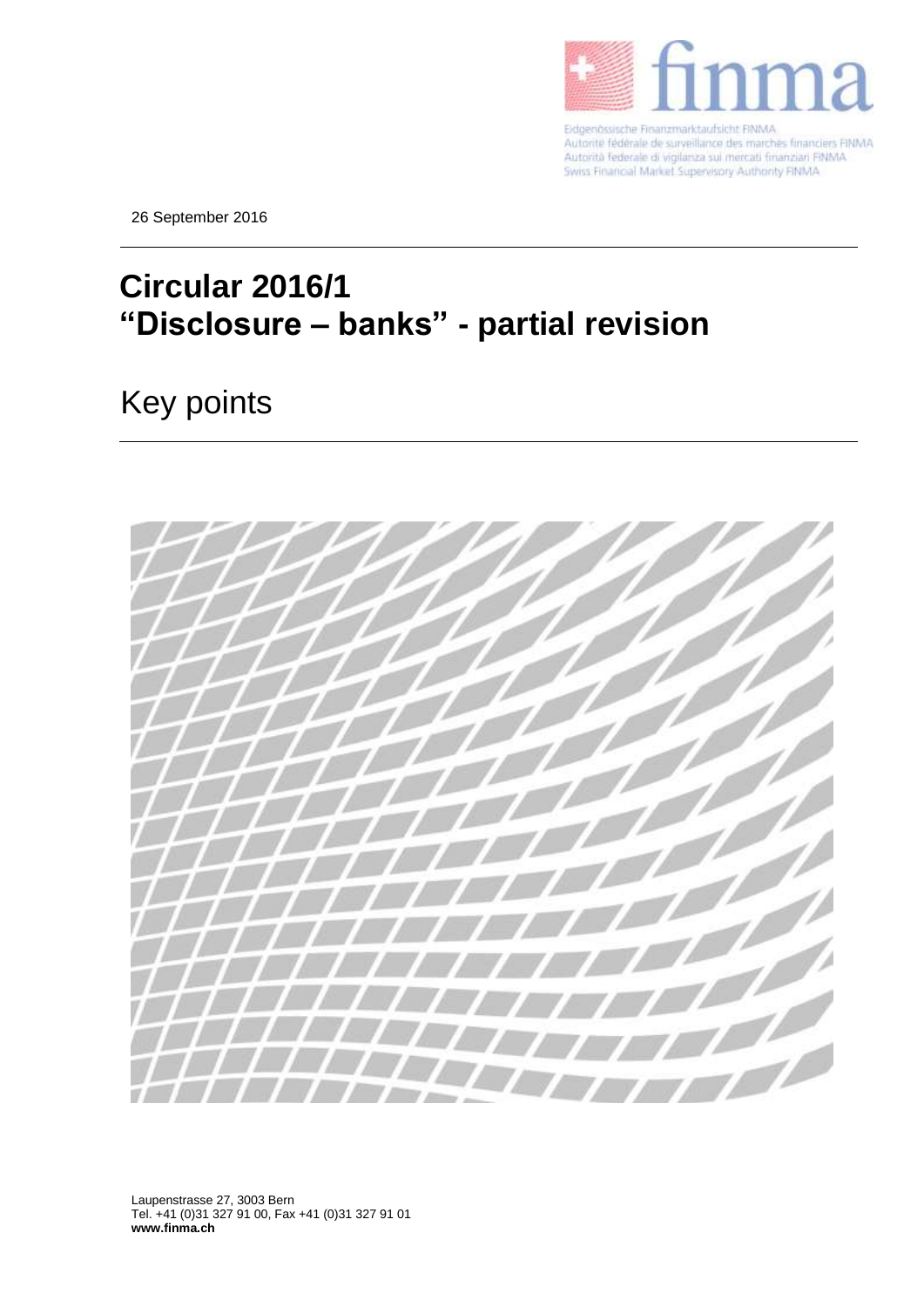Eidgenössische Finanzmarktaufsicht FINMA
Autorité fédérale de surveillance des marchés financiers FINMA
Autorità federale di vigilanza sui mercati finanziari FINMA
Swiss Financial Market Supervisory Authority FINMA

26 September 2016

# Circular 2016/1 "Disclosure – banks" - partial revision

## Key points

Laupenstrasse 27, 3003 Bern
Tel. +41 (0)31 327 91 00, Fax +41 (0)31 327 91 01
**www.finma.ch**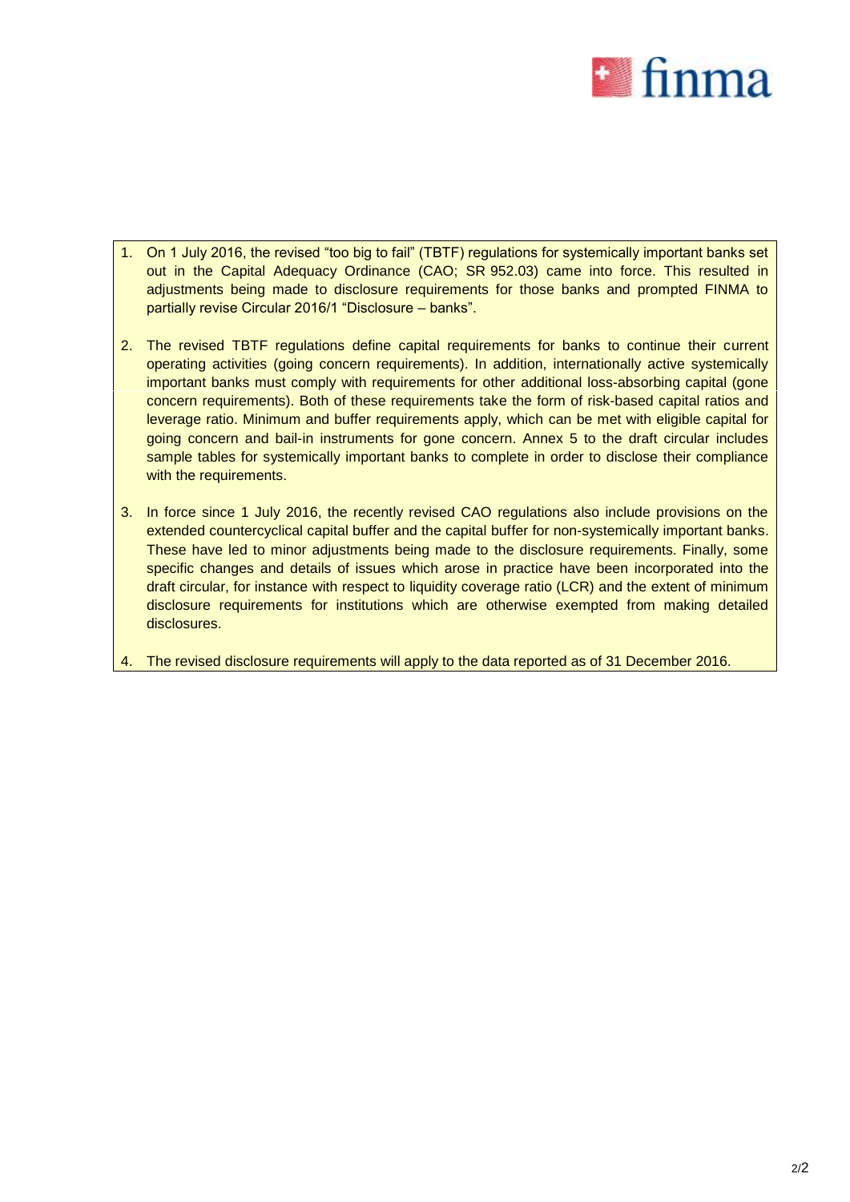1. On 1 July 2016, the revised “too big to fail” (TBTF) regulations for systemically important banks set out in the Capital Adequacy Ordinance (CAO; SR 952.03) came into force. This resulted in adjustments being made to disclosure requirements for those banks and prompted FINMA to partially revise Circular 2016/1 “Disclosure – banks”.

2. The revised TBTF regulations define capital requirements for banks to continue their current operating activities (going concern requirements). In addition, internationally active systemically important banks must comply with requirements for other additional loss-absorbing capital (gone concern requirements). Both of these requirements take the form of risk-based capital ratios and leverage ratio. Minimum and buffer requirements apply, which can be met with eligible capital for going concern and bail-in instruments for gone concern. Annex 5 to the draft circular includes sample tables for systemically important banks to complete in order to disclose their compliance with the requirements.

3. In force since 1 July 2016, the recently revised CAO regulations also include provisions on the extended countercyclical capital buffer and the capital buffer for non-systemically important banks. These have led to minor adjustments being made to the disclosure requirements. Finally, some specific changes and details of issues which arose in practice have been incorporated into the draft circular, for instance with respect to liquidity coverage ratio (LCR) and the extent of minimum disclosure requirements for institutions which are otherwise exempted from making detailed disclosures.

4. The revised disclosure requirements will apply to the data reported as of 31 December 2016.